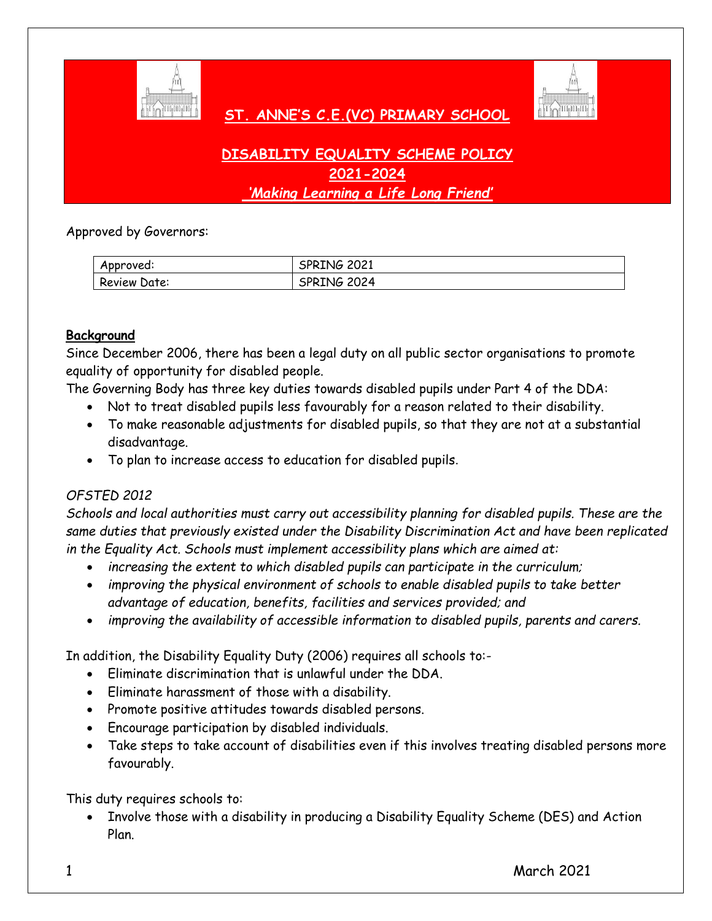# ST. ANNE'S C.E.(VC) PRIMARY SCHOOL

## DISABILITY EQUALITY SCHEME POLICY
## 2021-2024
## *'Making Learning a Life Long Friend'*

Approved by Governors:

| Approved: | SPRING 2021 |
|---|---|
| Review Date: | SPRING 2024 |

**Background**

Since December 2006, there has been a legal duty on all public sector organisations to promote equality of opportunity for disabled people.

The Governing Body has three key duties towards disabled pupils under Part 4 of the DDA:

- Not to treat disabled pupils less favourably for a reason related to their disability.
- To make reasonable adjustments for disabled pupils, so that they are not at a substantial disadvantage.
- To plan to increase access to education for disabled pupils.

*OFSTED 2012*

*Schools and local authorities must carry out accessibility planning for disabled pupils. These are the same duties that previously existed under the Disability Discrimination Act and have been replicated in the Equality Act. Schools must implement accessibility plans which are aimed at:*

- *increasing the extent to which disabled pupils can participate in the curriculum;*
- *improving the physical environment of schools to enable disabled pupils to take better advantage of education, benefits, facilities and services provided; and*
- *improving the availability of accessible information to disabled pupils, parents and carers.*

In addition, the Disability Equality Duty (2006) requires all schools to:-

- Eliminate discrimination that is unlawful under the DDA.
- Eliminate harassment of those with a disability.
- Promote positive attitudes towards disabled persons.
- Encourage participation by disabled individuals.
- Take steps to take account of disabilities even if this involves treating disabled persons more favourably.

This duty requires schools to:

- Involve those with a disability in producing a Disability Equality Scheme (DES) and Action Plan.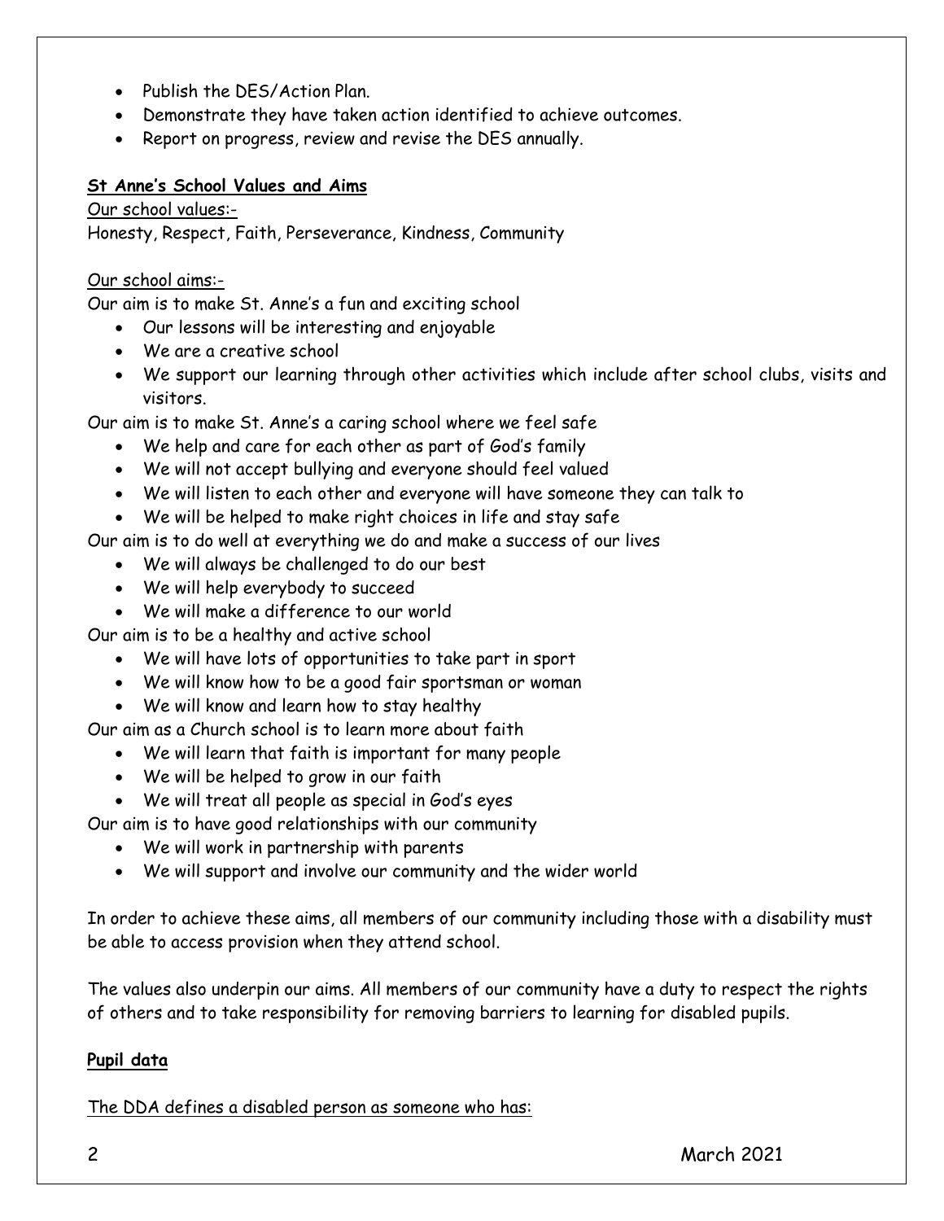- Publish the DES/Action Plan.
- Demonstrate they have taken action identified to achieve outcomes.
- Report on progress, review and revise the DES annually.

**St Anne's School Values and Aims**

Our school values:-

Honesty, Respect, Faith, Perseverance, Kindness, Community

Our school aims:-

Our aim is to make St. Anne's a fun and exciting school

- Our lessons will be interesting and enjoyable
- We are a creative school
- We support our learning through other activities which include after school clubs, visits and visitors.

Our aim is to make St. Anne's a caring school where we feel safe

- We help and care for each other as part of God's family
- We will not accept bullying and everyone should feel valued
- We will listen to each other and everyone will have someone they can talk to
- We will be helped to make right choices in life and stay safe

Our aim is to do well at everything we do and make a success of our lives

- We will always be challenged to do our best
- We will help everybody to succeed
- We will make a difference to our world

Our aim is to be a healthy and active school

- We will have lots of opportunities to take part in sport
- We will know how to be a good fair sportsman or woman
- We will know and learn how to stay healthy

Our aim as a Church school is to learn more about faith

- We will learn that faith is important for many people
- We will be helped to grow in our faith
- We will treat all people as special in God's eyes

Our aim is to have good relationships with our community

- We will work in partnership with parents
- We will support and involve our community and the wider world

In order to achieve these aims, all members of our community including those with a disability must be able to access provision when they attend school.

The values also underpin our aims. All members of our community have a duty to respect the rights of others and to take responsibility for removing barriers to learning for disabled pupils.

**Pupil data**

The DDA defines a disabled person as someone who has: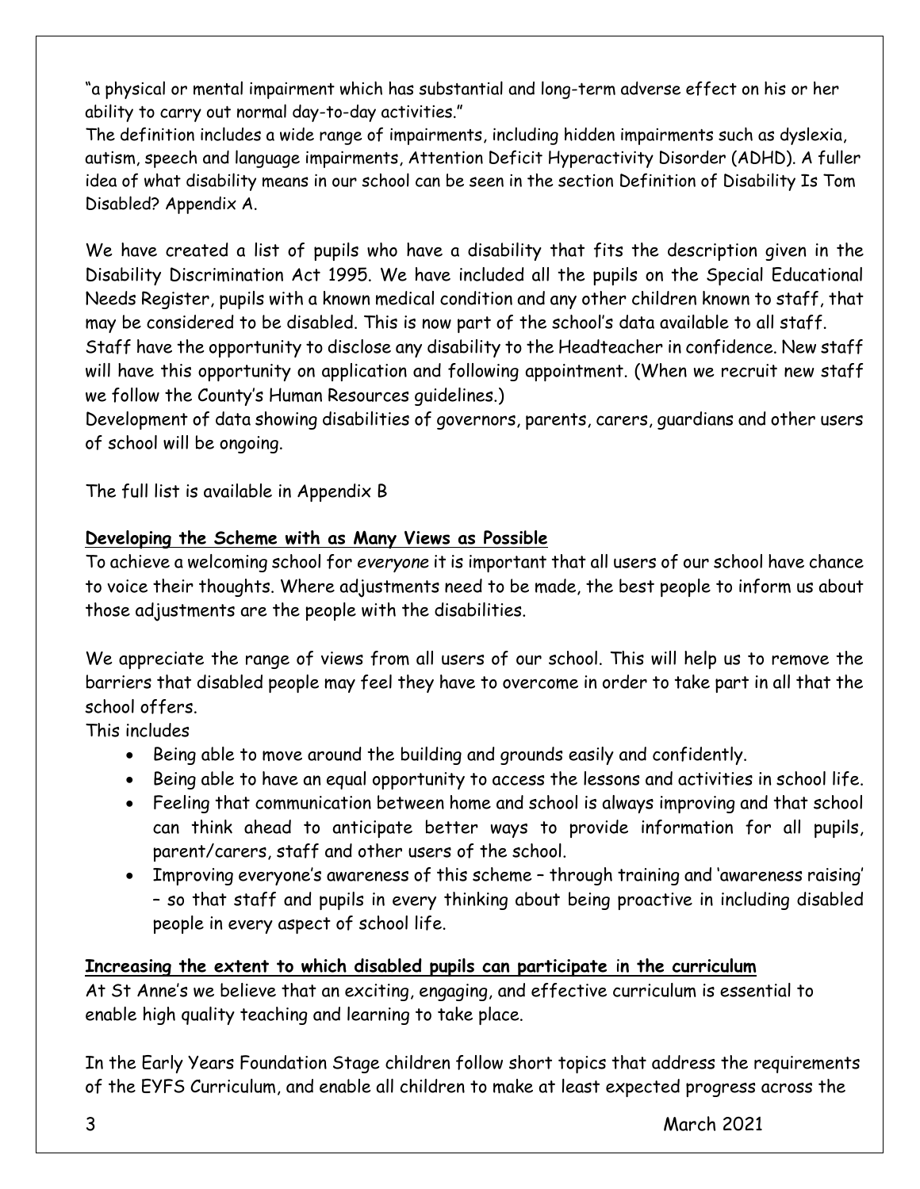"a physical or mental impairment which has substantial and long-term adverse effect on his or her ability to carry out normal day-to-day activities."

The definition includes a wide range of impairments, including hidden impairments such as dyslexia, autism, speech and language impairments, Attention Deficit Hyperactivity Disorder (ADHD). A fuller idea of what disability means in our school can be seen in the section Definition of Disability Is Tom Disabled? Appendix A.

We have created a list of pupils who have a disability that fits the description given in the Disability Discrimination Act 1995. We have included all the pupils on the Special Educational Needs Register, pupils with a known medical condition and any other children known to staff, that may be considered to be disabled. This is now part of the school's data available to all staff.

Staff have the opportunity to disclose any disability to the Headteacher in confidence. New staff will have this opportunity on application and following appointment. (When we recruit new staff we follow the County's Human Resources guidelines.)

Development of data showing disabilities of governors, parents, carers, guardians and other users of school will be ongoing.

The full list is available in Appendix B

**Developing the Scheme with as Many Views as Possible**

To achieve a welcoming school for *everyone* it is important that all users of our school have chance to voice their thoughts. Where adjustments need to be made, the best people to inform us about those adjustments are the people with the disabilities.

We appreciate the range of views from all users of our school. This will help us to remove the barriers that disabled people may feel they have to overcome in order to take part in all that the school offers.

This includes

- Being able to move around the building and grounds easily and confidently.
- Being able to have an equal opportunity to access the lessons and activities in school life.
- Feeling that communication between home and school is always improving and that school can think ahead to anticipate better ways to provide information for all pupils, parent/carers, staff and other users of the school.
- Improving everyone's awareness of this scheme – through training and 'awareness raising' – so that staff and pupils in every thinking about being proactive in including disabled people in every aspect of school life.

**Increasing the extent to which disabled pupils can participate in the curriculum**

At St Anne's we believe that an exciting, engaging, and effective curriculum is essential to enable high quality teaching and learning to take place.

In the Early Years Foundation Stage children follow short topics that address the requirements of the EYFS Curriculum, and enable all children to make at least expected progress across the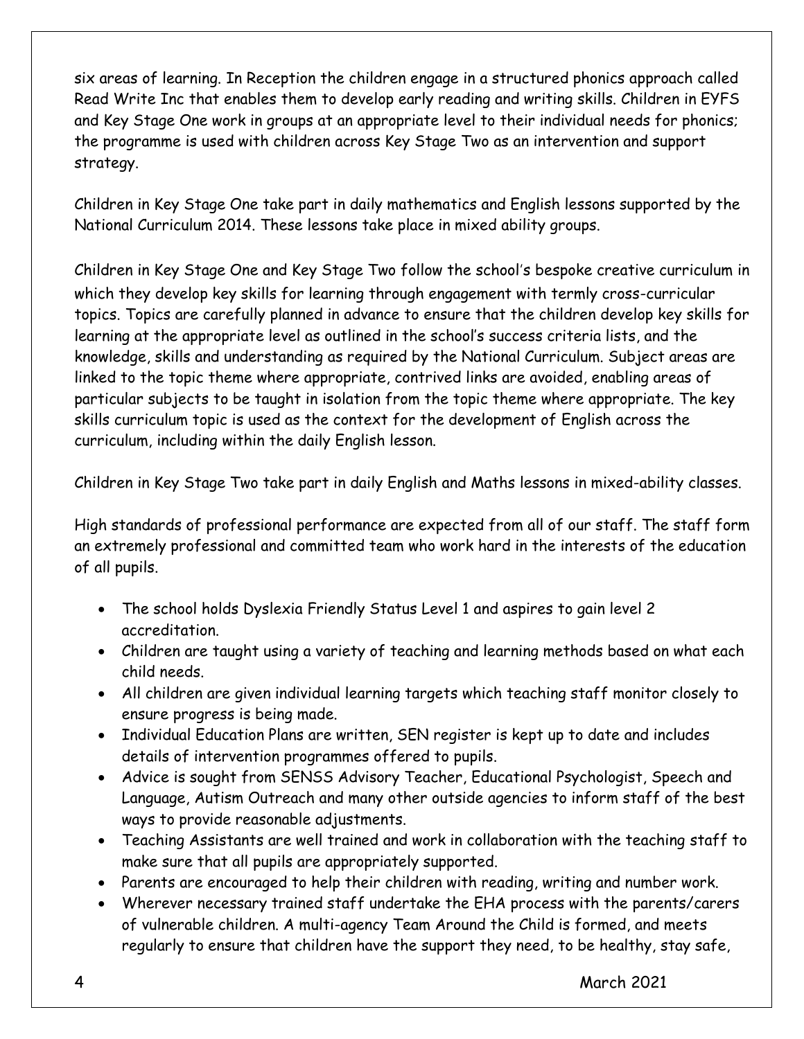six areas of learning. In Reception the children engage in a structured phonics approach called Read Write Inc that enables them to develop early reading and writing skills. Children in EYFS and Key Stage One work in groups at an appropriate level to their individual needs for phonics; the programme is used with children across Key Stage Two as an intervention and support strategy.

Children in Key Stage One take part in daily mathematics and English lessons supported by the National Curriculum 2014. These lessons take place in mixed ability groups.

Children in Key Stage One and Key Stage Two follow the school's bespoke creative curriculum in which they develop key skills for learning through engagement with termly cross-curricular topics. Topics are carefully planned in advance to ensure that the children develop key skills for learning at the appropriate level as outlined in the school's success criteria lists, and the knowledge, skills and understanding as required by the National Curriculum. Subject areas are linked to the topic theme where appropriate, contrived links are avoided, enabling areas of particular subjects to be taught in isolation from the topic theme where appropriate. The key skills curriculum topic is used as the context for the development of English across the curriculum, including within the daily English lesson.

Children in Key Stage Two take part in daily English and Maths lessons in mixed-ability classes.

High standards of professional performance are expected from all of our staff. The staff form an extremely professional and committed team who work hard in the interests of the education of all pupils.

- The school holds Dyslexia Friendly Status Level 1 and aspires to gain level 2 accreditation.
- Children are taught using a variety of teaching and learning methods based on what each child needs.
- All children are given individual learning targets which teaching staff monitor closely to ensure progress is being made.
- Individual Education Plans are written, SEN register is kept up to date and includes details of intervention programmes offered to pupils.
- Advice is sought from SENSS Advisory Teacher, Educational Psychologist, Speech and Language, Autism Outreach and many other outside agencies to inform staff of the best ways to provide reasonable adjustments.
- Teaching Assistants are well trained and work in collaboration with the teaching staff to make sure that all pupils are appropriately supported.
- Parents are encouraged to help their children with reading, writing and number work.
- Wherever necessary trained staff undertake the EHA process with the parents/carers of vulnerable children. A multi-agency Team Around the Child is formed, and meets regularly to ensure that children have the support they need, to be healthy, stay safe,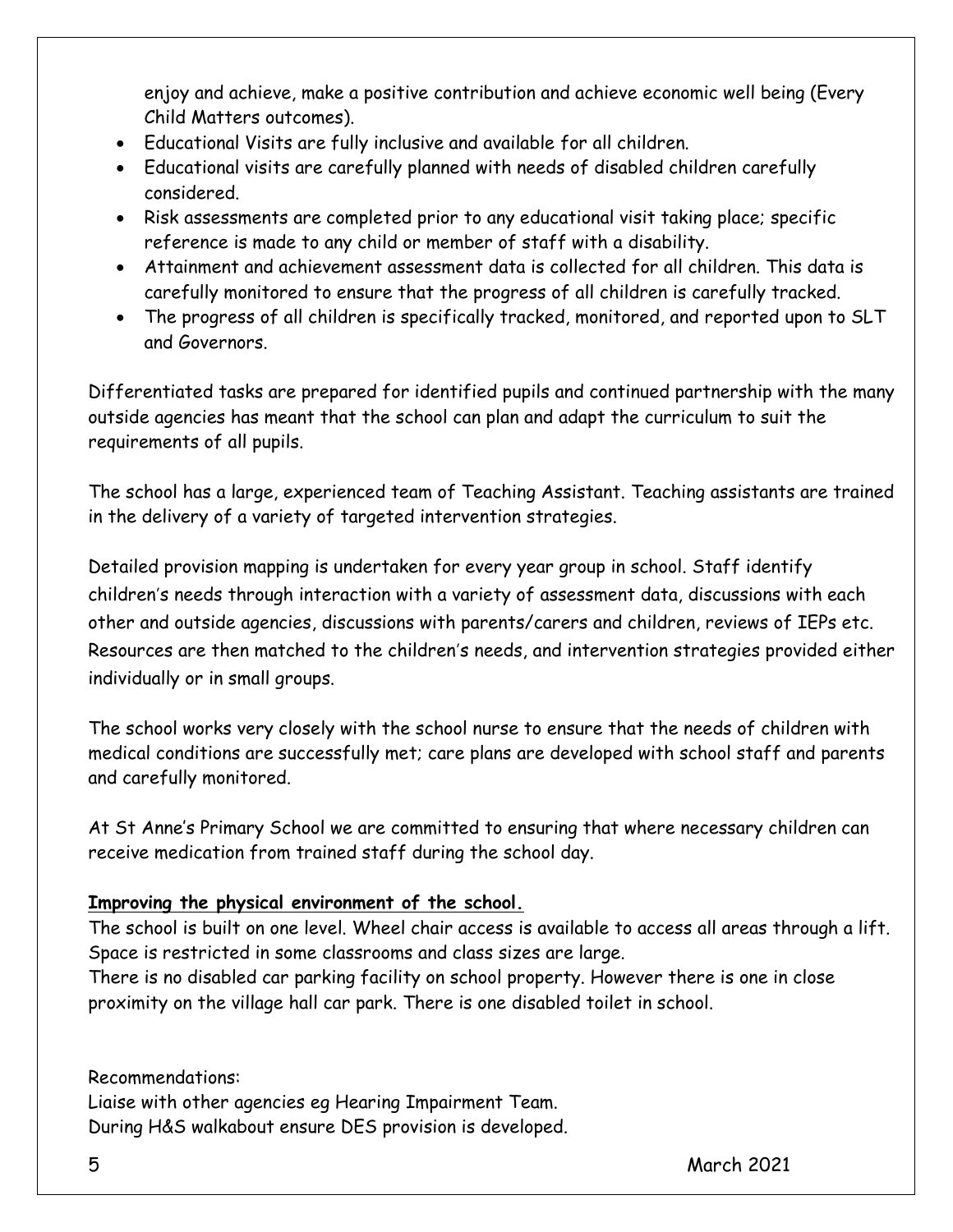enjoy and achieve, make a positive contribution and achieve economic well being (Every Child Matters outcomes).

- Educational Visits are fully inclusive and available for all children.
- Educational visits are carefully planned with needs of disabled children carefully considered.
- Risk assessments are completed prior to any educational visit taking place; specific reference is made to any child or member of staff with a disability.
- Attainment and achievement assessment data is collected for all children. This data is carefully monitored to ensure that the progress of all children is carefully tracked.
- The progress of all children is specifically tracked, monitored, and reported upon to SLT and Governors.

Differentiated tasks are prepared for identified pupils and continued partnership with the many outside agencies has meant that the school can plan and adapt the curriculum to suit the requirements of all pupils.

The school has a large, experienced team of Teaching Assistant. Teaching assistants are trained in the delivery of a variety of targeted intervention strategies.

Detailed provision mapping is undertaken for every year group in school. Staff identify children's needs through interaction with a variety of assessment data, discussions with each other and outside agencies, discussions with parents/carers and children, reviews of IEPs etc. Resources are then matched to the children's needs, and intervention strategies provided either individually or in small groups.

The school works very closely with the school nurse to ensure that the needs of children with medical conditions are successfully met; care plans are developed with school staff and parents and carefully monitored.

At St Anne's Primary School we are committed to ensuring that where necessary children can receive medication from trained staff during the school day.

**Improving the physical environment of the school.**

The school is built on one level. Wheel chair access is available to access all areas through a lift. Space is restricted in some classrooms and class sizes are large.
There is no disabled car parking facility on school property. However there is one in close proximity on the village hall car park. There is one disabled toilet in school.

Recommendations:
Liaise with other agencies eg Hearing Impairment Team.
During H&S walkabout ensure DES provision is developed.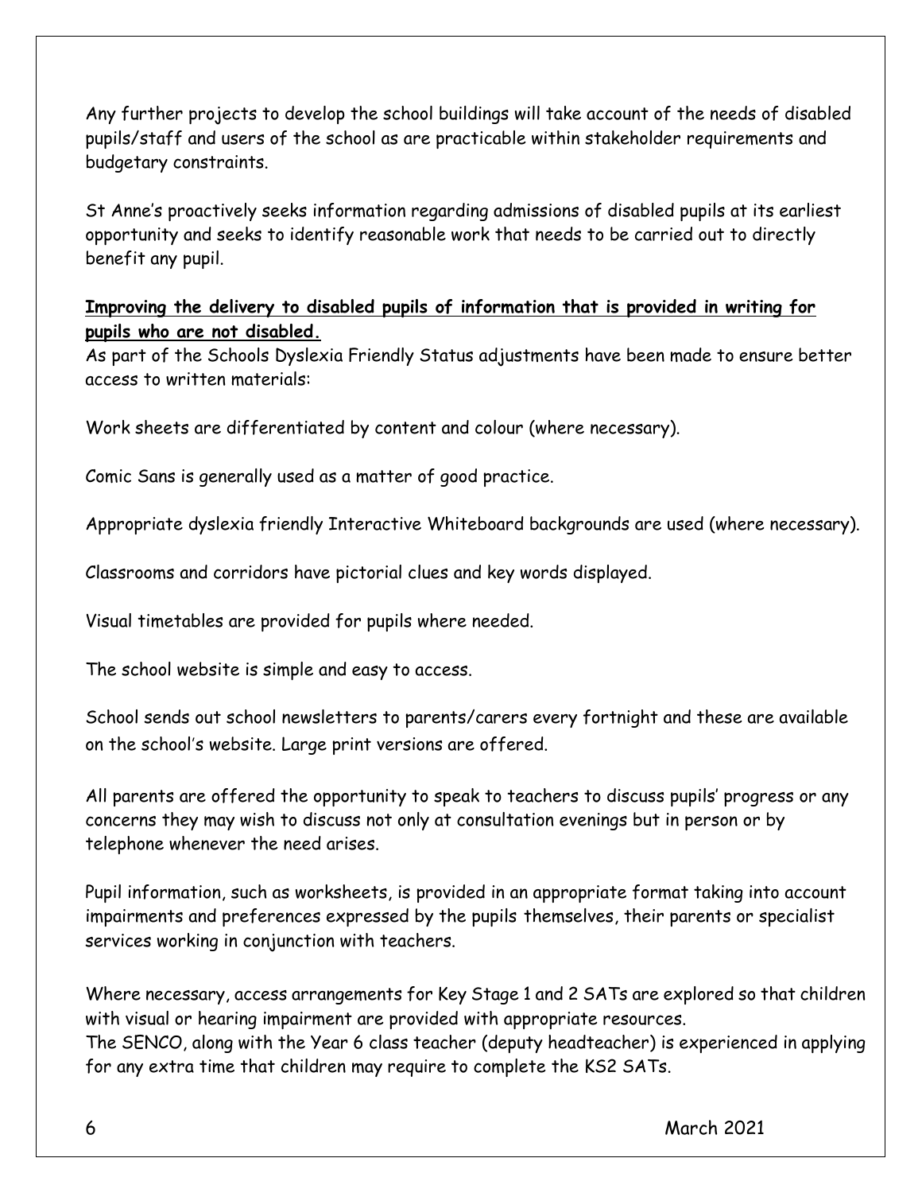Any further projects to develop the school buildings will take account of the needs of disabled pupils/staff and users of the school as are practicable within stakeholder requirements and budgetary constraints.

St Anne's proactively seeks information regarding admissions of disabled pupils at its earliest opportunity and seeks to identify reasonable work that needs to be carried out to directly benefit any pupil.

**Improving the delivery to disabled pupils of information that is provided in writing for pupils who are not disabled.**

As part of the Schools Dyslexia Friendly Status adjustments have been made to ensure better access to written materials:

Work sheets are differentiated by content and colour (where necessary).

Comic Sans is generally used as a matter of good practice.

Appropriate dyslexia friendly Interactive Whiteboard backgrounds are used (where necessary).

Classrooms and corridors have pictorial clues and key words displayed.

Visual timetables are provided for pupils where needed.

The school website is simple and easy to access.

School sends out school newsletters to parents/carers every fortnight and these are available on the school's website. Large print versions are offered.

All parents are offered the opportunity to speak to teachers to discuss pupils' progress or any concerns they may wish to discuss not only at consultation evenings but in person or by telephone whenever the need arises.

Pupil information, such as worksheets, is provided in an appropriate format taking into account impairments and preferences expressed by the pupils themselves, their parents or specialist services working in conjunction with teachers.

Where necessary, access arrangements for Key Stage 1 and 2 SATs are explored so that children with visual or hearing impairment are provided with appropriate resources.
The SENCO, along with the Year 6 class teacher (deputy headteacher) is experienced in applying for any extra time that children may require to complete the KS2 SATs.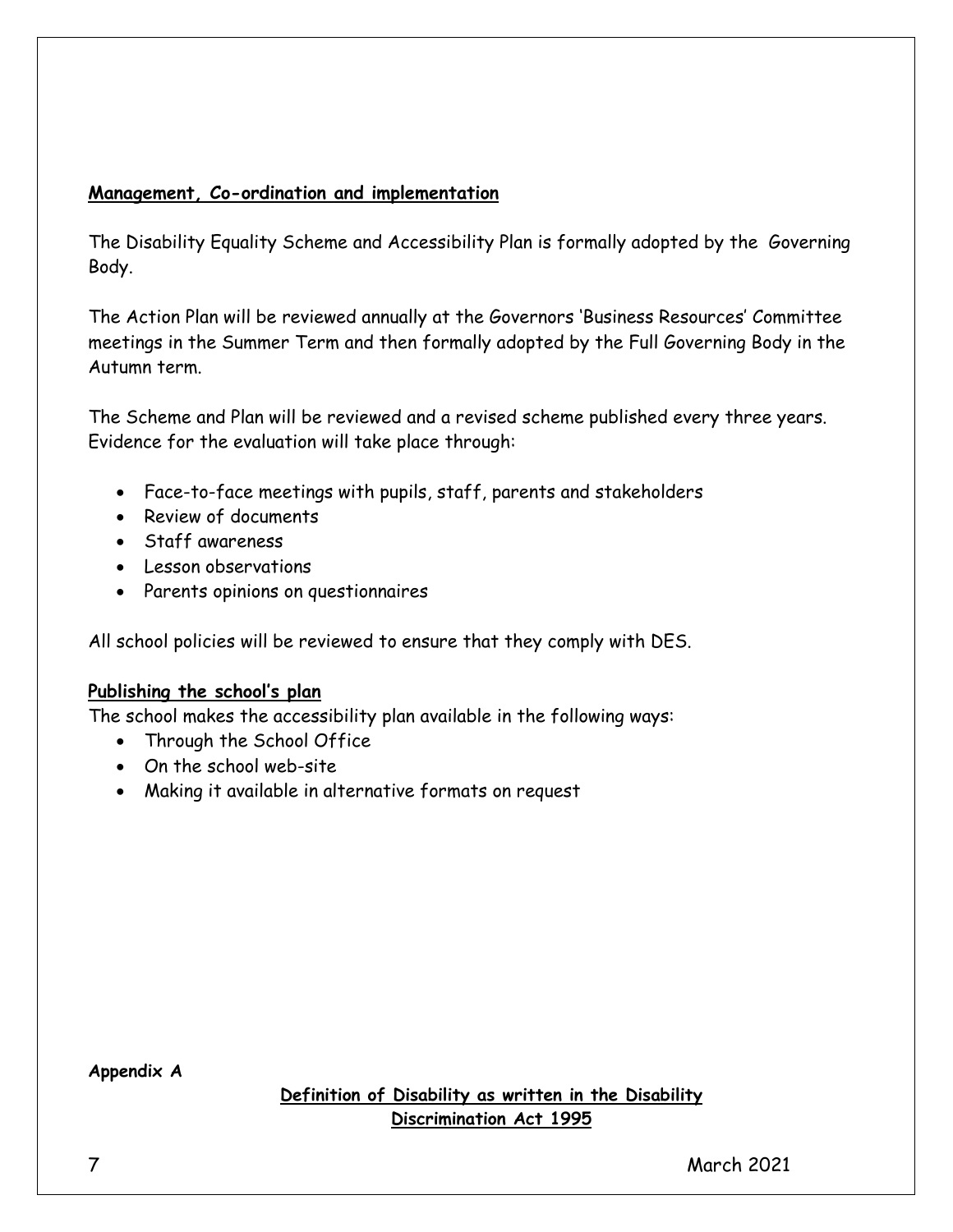## Management, Co-ordination and implementation

The Disability Equality Scheme and Accessibility Plan is formally adopted by the Governing Body.

The Action Plan will be reviewed annually at the Governors 'Business Resources' Committee meetings in the Summer Term and then formally adopted by the Full Governing Body in the Autumn term.

The Scheme and Plan will be reviewed and a revised scheme published every three years. Evidence for the evaluation will take place through:

- Face-to-face meetings with pupils, staff, parents and stakeholders
- Review of documents
- Staff awareness
- Lesson observations
- Parents opinions on questionnaires

All school policies will be reviewed to ensure that they comply with DES.

## Publishing the school's plan

The school makes the accessibility plan available in the following ways:

- Through the School Office
- On the school web-site
- Making it available in alternative formats on request

**Appendix A**

## Definition of Disability as written in the Disability Discrimination Act 1995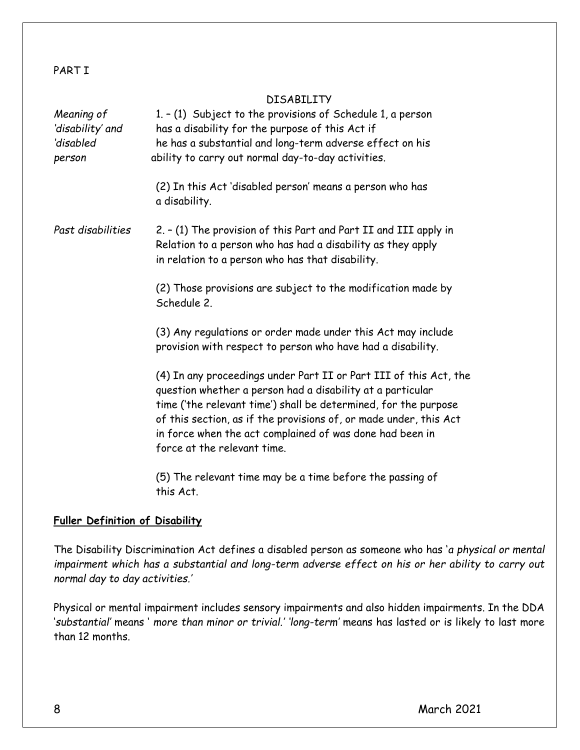PART I

DISABILITY

*Meaning of 'disability' and 'disabled person*

1. – (1) Subject to the provisions of Schedule 1, a person has a disability for the purpose of this Act if he has a substantial and long-term adverse effect on his ability to carry out normal day-to-day activities.

(2) In this Act 'disabled person' means a person who has a disability.

*Past disabilities*

2. – (1) The provision of this Part and Part II and III apply in Relation to a person who has had a disability as they apply in relation to a person who has that disability.

(2) Those provisions are subject to the modification made by Schedule 2.

(3) Any regulations or order made under this Act may include provision with respect to person who have had a disability.

(4) In any proceedings under Part II or Part III of this Act, the question whether a person had a disability at a particular time ('the relevant time') shall be determined, for the purpose of this section, as if the provisions of, or made under, this Act in force when the act complained of was done had been in force at the relevant time.

(5) The relevant time may be a time before the passing of this Act.

**Fuller Definition of Disability**

The Disability Discrimination Act defines a disabled person as someone who has '*a physical or mental impairment which has a substantial and long-term adverse effect on his or her ability to carry out normal day to day activities.*'

Physical or mental impairment includes sensory impairments and also hidden impairments. In the DDA '*substantial*' means ' *more than minor or trivial.*' '*long-term*' means has lasted or is likely to last more than 12 months.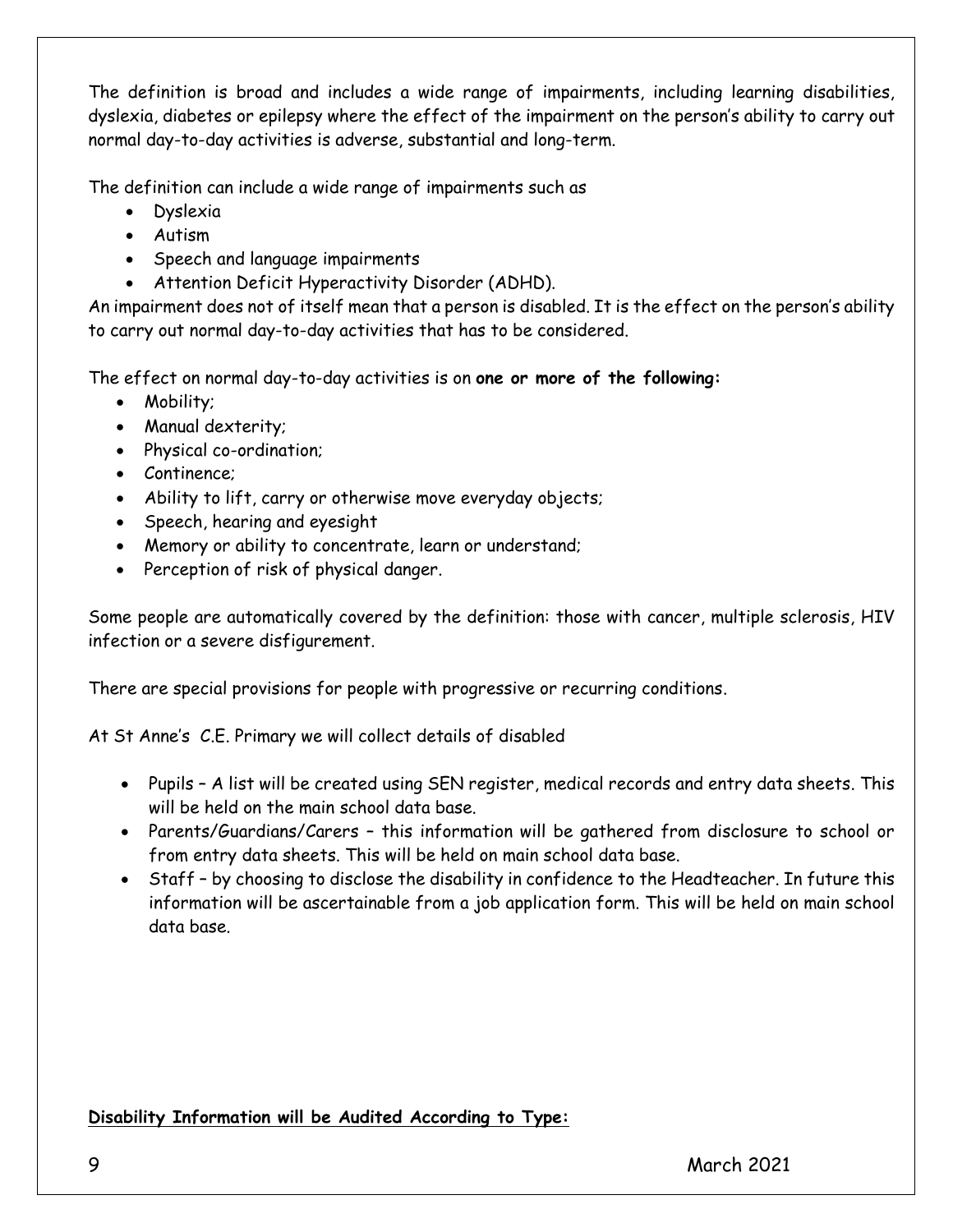The definition is broad and includes a wide range of impairments, including learning disabilities, dyslexia, diabetes or epilepsy where the effect of the impairment on the person's ability to carry out normal day-to-day activities is adverse, substantial and long-term.

The definition can include a wide range of impairments such as

- Dyslexia
- Autism
- Speech and language impairments
- Attention Deficit Hyperactivity Disorder (ADHD).

An impairment does not of itself mean that a person is disabled. It is the effect on the person's ability to carry out normal day-to-day activities that has to be considered.

The effect on normal day-to-day activities is on **one or more of the following:**

- Mobility;
- Manual dexterity;
- Physical co-ordination;
- Continence;
- Ability to lift, carry or otherwise move everyday objects;
- Speech, hearing and eyesight
- Memory or ability to concentrate, learn or understand;
- Perception of risk of physical danger.

Some people are automatically covered by the definition: those with cancer, multiple sclerosis, HIV infection or a severe disfigurement.

There are special provisions for people with progressive or recurring conditions.

At St Anne's C.E. Primary we will collect details of disabled

- Pupils – A list will be created using SEN register, medical records and entry data sheets. This will be held on the main school data base.
- Parents/Guardians/Carers – this information will be gathered from disclosure to school or from entry data sheets. This will be held on main school data base.
- Staff – by choosing to disclose the disability in confidence to the Headteacher. In future this information will be ascertainable from a job application form. This will be held on main school data base.

**<u>Disability Information will be Audited According to Type:</u>**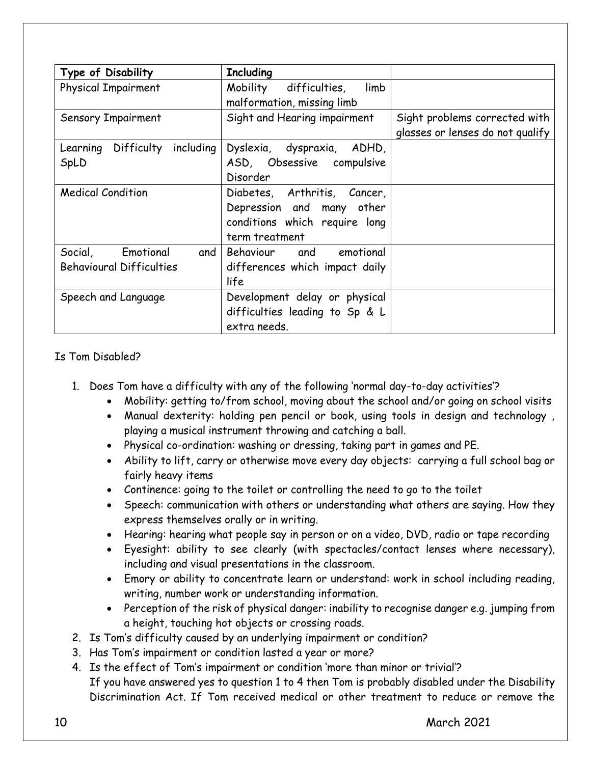| Type of Disability | Including | |
|---|---|---|
| Physical Impairment | Mobility difficulties, limb malformation, missing limb | |
| Sensory Impairment | Sight and Hearing impairment | Sight problems corrected with glasses or lenses do not qualify |
| Learning Difficulty including SpLD | Dyslexia, dyspraxia, ADHD, ASD, Obsessive compulsive Disorder | |
| Medical Condition | Diabetes, Arthritis, Cancer, Depression and many other conditions which require long term treatment | |
| Social, Emotional and Behavioural Difficulties | Behaviour and emotional differences which impact daily life | |
| Speech and Language | Development delay or physical difficulties leading to Sp & L extra needs. | |

Is Tom Disabled?

1. Does Tom have a difficulty with any of the following 'normal day-to-day activities'?
   - Mobility: getting to/from school, moving about the school and/or going on school visits
   - Manual dexterity: holding pen pencil or book, using tools in design and technology , playing a musical instrument throwing and catching a ball.
   - Physical co-ordination: washing or dressing, taking part in games and PE.
   - Ability to lift, carry or otherwise move every day objects: carrying a full school bag or fairly heavy items
   - Continence: going to the toilet or controlling the need to go to the toilet
   - Speech: communication with others or understanding what others are saying. How they express themselves orally or in writing.
   - Hearing: hearing what people say in person or on a video, DVD, radio or tape recording
   - Eyesight: ability to see clearly (with spectacles/contact lenses where necessary), including and visual presentations in the classroom.
   - Emory or ability to concentrate learn or understand: work in school including reading, writing, number work or understanding information.
   - Perception of the risk of physical danger: inability to recognise danger e.g. jumping from a height, touching hot objects or crossing roads.
2. Is Tom's difficulty caused by an underlying impairment or condition?
3. Has Tom's impairment or condition lasted a year or more?
4. Is the effect of Tom's impairment or condition 'more than minor or trivial'?
   If you have answered yes to question 1 to 4 then Tom is probably disabled under the Disability Discrimination Act. If Tom received medical or other treatment to reduce or remove the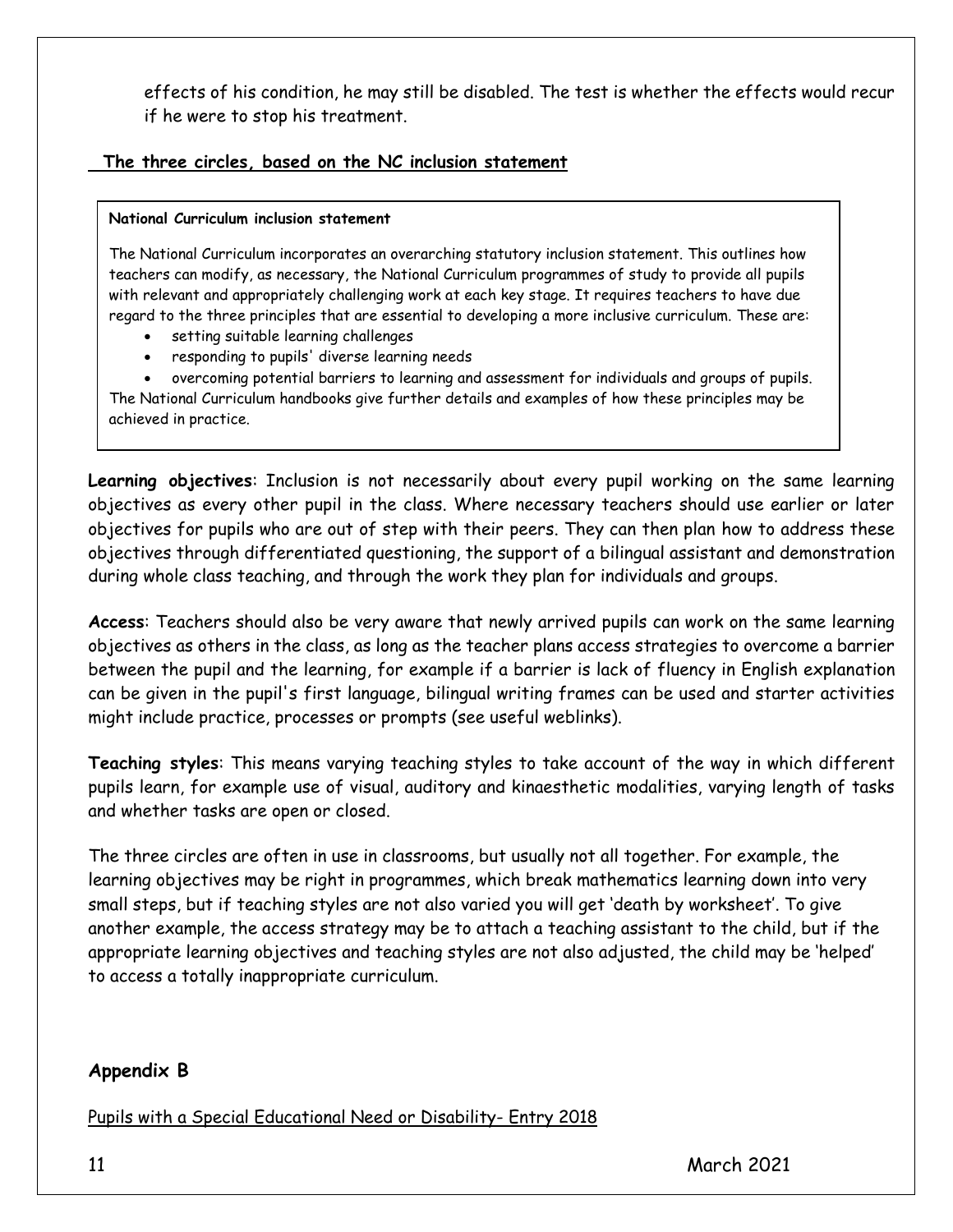effects of his condition, he may still be disabled. The test is whether the effects would recur if he were to stop his treatment.

**The three circles, based on the NC inclusion statement**

> **National Curriculum inclusion statement**
>
> The National Curriculum incorporates an overarching statutory inclusion statement. This outlines how teachers can modify, as necessary, the National Curriculum programmes of study to provide all pupils with relevant and appropriately challenging work at each key stage. It requires teachers to have due regard to the three principles that are essential to developing a more inclusive curriculum. These are:
>
> - setting suitable learning challenges
> - responding to pupils' diverse learning needs
> - overcoming potential barriers to learning and assessment for individuals and groups of pupils.
>
> The National Curriculum handbooks give further details and examples of how these principles may be achieved in practice.

**Learning objectives**: Inclusion is not necessarily about every pupil working on the same learning objectives as every other pupil in the class. Where necessary teachers should use earlier or later objectives for pupils who are out of step with their peers. They can then plan how to address these objectives through differentiated questioning, the support of a bilingual assistant and demonstration during whole class teaching, and through the work they plan for individuals and groups.

**Access**: Teachers should also be very aware that newly arrived pupils can work on the same learning objectives as others in the class, as long as the teacher plans access strategies to overcome a barrier between the pupil and the learning, for example if a barrier is lack of fluency in English explanation can be given in the pupil's first language, bilingual writing frames can be used and starter activities might include practice, processes or prompts (see useful weblinks).

**Teaching styles**: This means varying teaching styles to take account of the way in which different pupils learn, for example use of visual, auditory and kinaesthetic modalities, varying length of tasks and whether tasks are open or closed.

The three circles are often in use in classrooms, but usually not all together. For example, the learning objectives may be right in programmes, which break mathematics learning down into very small steps, but if teaching styles are not also varied you will get 'death by worksheet'. To give another example, the access strategy may be to attach a teaching assistant to the child, but if the appropriate learning objectives and teaching styles are not also adjusted, the child may be 'helped' to access a totally inappropriate curriculum.

## Appendix B

Pupils with a Special Educational Need or Disability- Entry 2018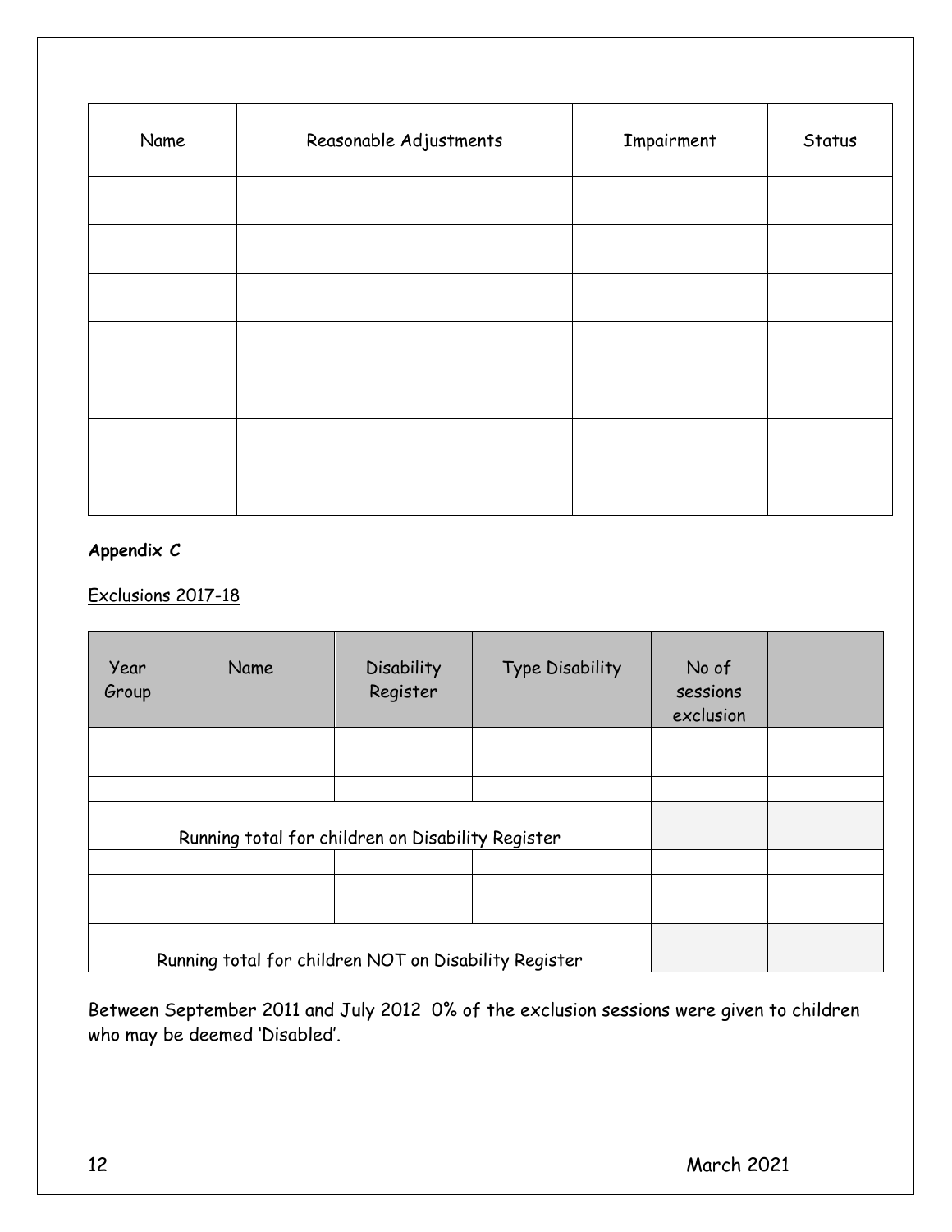| Name | Reasonable Adjustments | Impairment | Status |
|---|---|---|---|
| | | | |
| | | | |
| | | | |
| | | | |
| | | | |
| | | | |
| | | | |

**Appendix C**

Exclusions 2017-18

| Year Group | Name | Disability Register | Type Disability | No of sessions exclusion | |
|---|---|---|---|---|---|
| | | | | | |
| | | | | | |
| | | | | | |
| Running total for children on Disability Register | | | | | |
| | | | | | |
| | | | | | |
| | | | | | |
| Running total for children NOT on Disability Register | | | | | |

Between September 2011 and July 2012 0% of the exclusion sessions were given to children who may be deemed 'Disabled'.

March 2021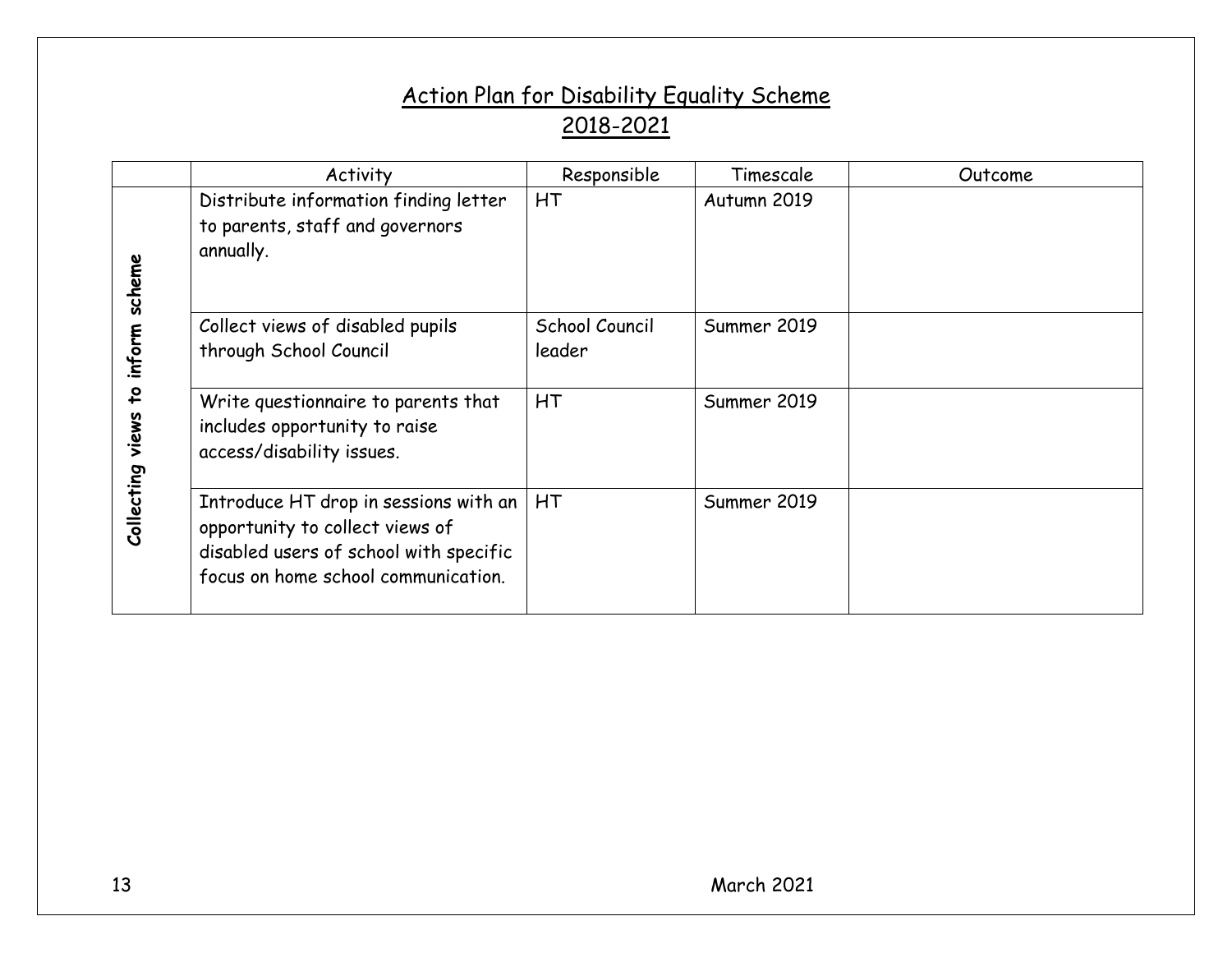# Action Plan for Disability Equality Scheme
## 2018-2021

| | Activity | Responsible | Timescale | Outcome |
|---|---|---|---|---|
| **Collecting views to inform scheme** | Distribute information finding letter to parents, staff and governors annually. | HT | Autumn 2019 | |
| | Collect views of disabled pupils through School Council | School Council leader | Summer 2019 | |
| | Write questionnaire to parents that includes opportunity to raise access/disability issues. | HT | Summer 2019 | |
| | Introduce HT drop in sessions with an opportunity to collect views of disabled users of school with specific focus on home school communication. | HT | Summer 2019 | |

March 2021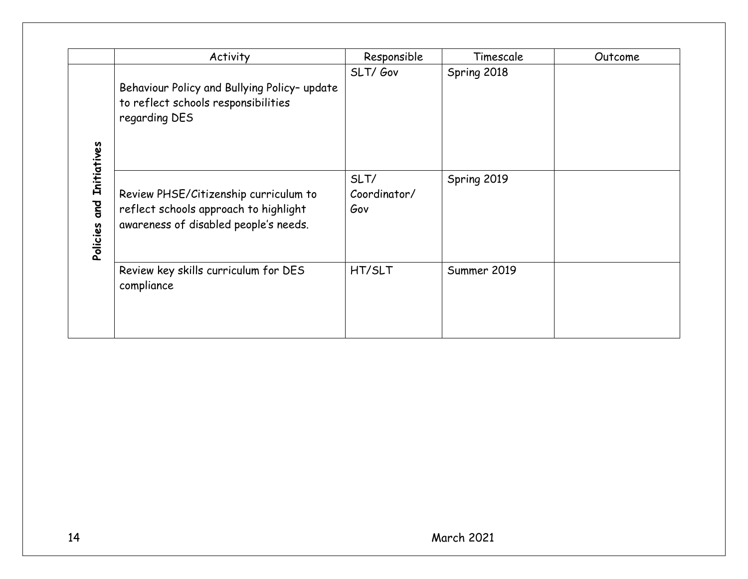|  | Activity | Responsible | Timescale | Outcome |
|---|---|---|---|---|
| **Policies and Initiatives** | Behaviour Policy and Bullying Policy– update to reflect schools responsibilities regarding DES | SLT/ Gov | Spring 2018 |  |
|  | Review PHSE/Citizenship curriculum to reflect schools approach to highlight awareness of disabled people's needs. | SLT/ Coordinator/ Gov | Spring 2019 |  |
|  | Review key skills curriculum for DES compliance | HT/SLT | Summer 2019 |  |

March 2021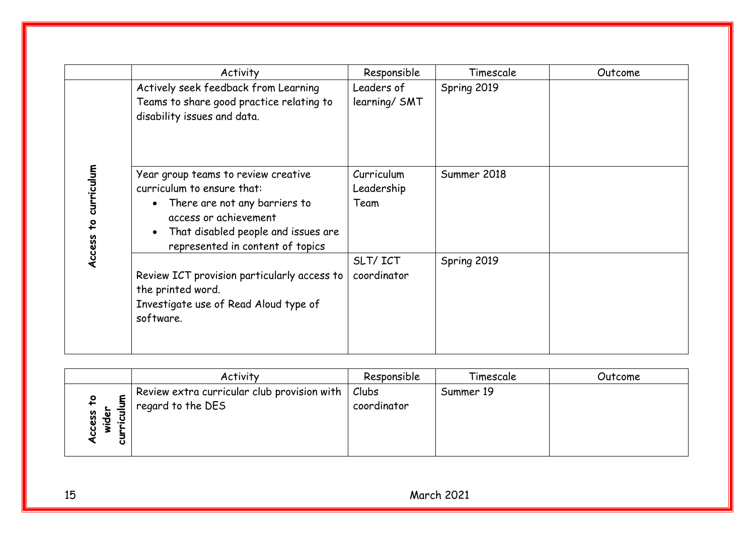| | Activity | Responsible | Timescale | Outcome |
|---|---|---|---|---|
| Access to curriculum | Actively seek feedback from Learning Teams to share good practice relating to disability issues and data. | Leaders of learning/ SMT | Spring 2019 | |
| | Year group teams to review creative curriculum to ensure that:<br>• There are not any barriers to access or achievement<br>• That disabled people and issues are represented in content of topics | Curriculum Leadership Team | Summer 2018 | |
| | Review ICT provision particularly access to the printed word.<br>Investigate use of Read Aloud type of software. | SLT/ ICT coordinator | Spring 2019 | |

| | Activity | Responsible | Timescale | Outcome |
|---|---|---|---|---|
| Access to wider curriculum | Review extra curricular club provision with regard to the DES | Clubs coordinator | Summer 19 | |

March 2021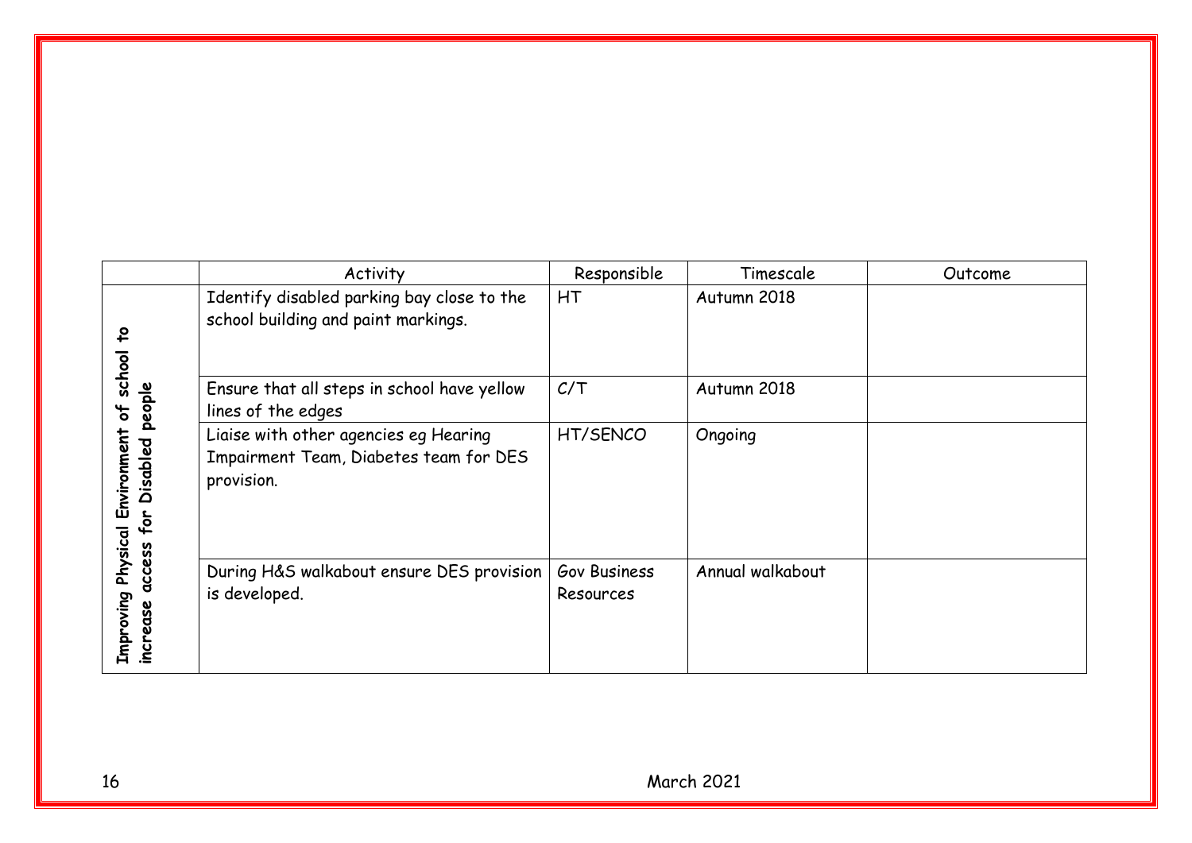| | Activity | Responsible | Timescale | Outcome |
|---|---|---|---|---|
| **Improving Physical Environment of school to increase access for Disabled people** | Identify disabled parking bay close to the school building and paint markings. | HT | Autumn 2018 | |
| | Ensure that all steps in school have yellow lines of the edges | C/T | Autumn 2018 | |
| | Liaise with other agencies eg Hearing Impairment Team, Diabetes team for DES provision. | HT/SENCO | Ongoing | |
| | During H&S walkabout ensure DES provision is developed. | Gov Business Resources | Annual walkabout | |

March 2021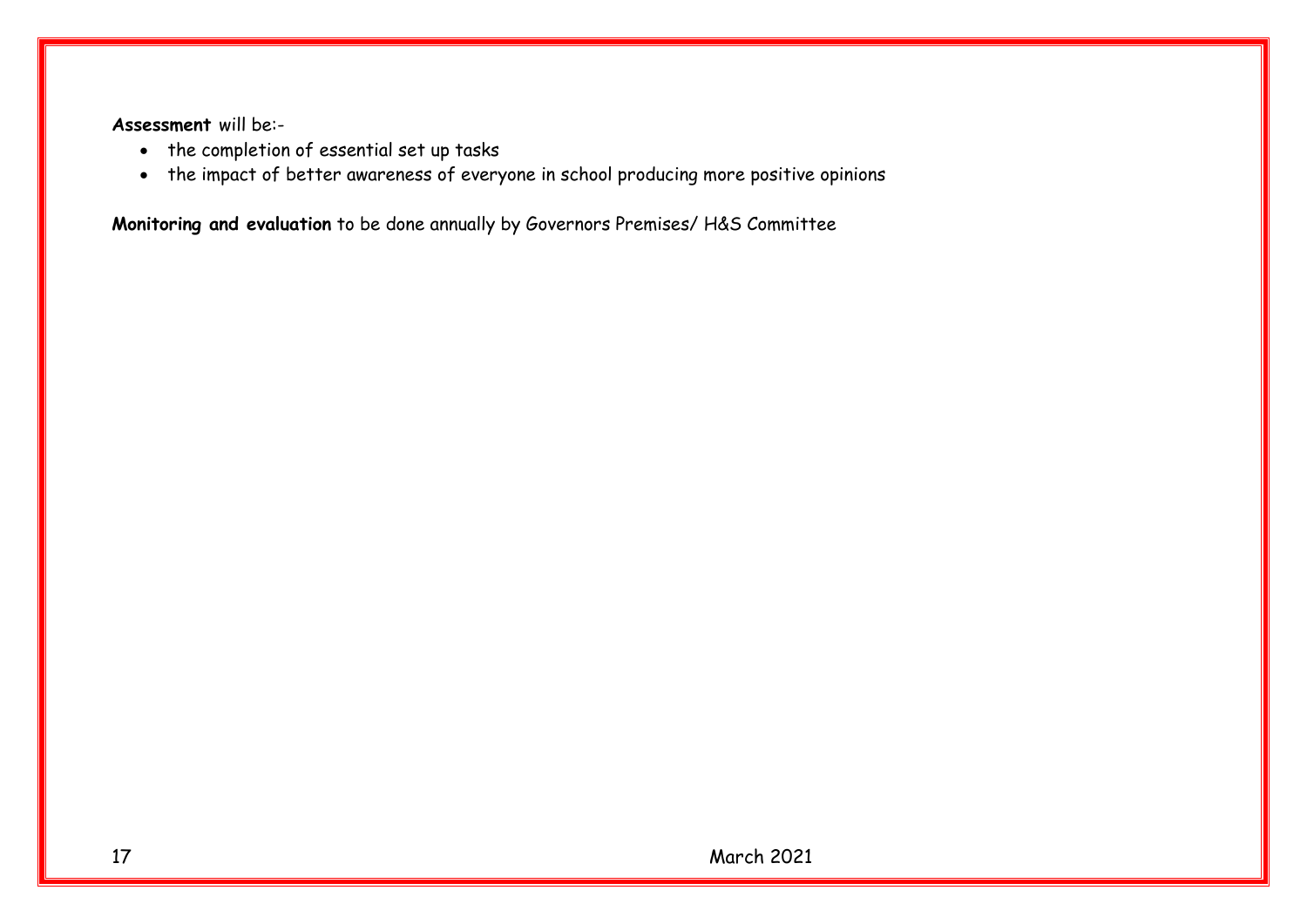**Assessment** will be:-

- the completion of essential set up tasks
- the impact of better awareness of everyone in school producing more positive opinions

**Monitoring and evaluation** to be done annually by Governors Premises/ H&S Committee